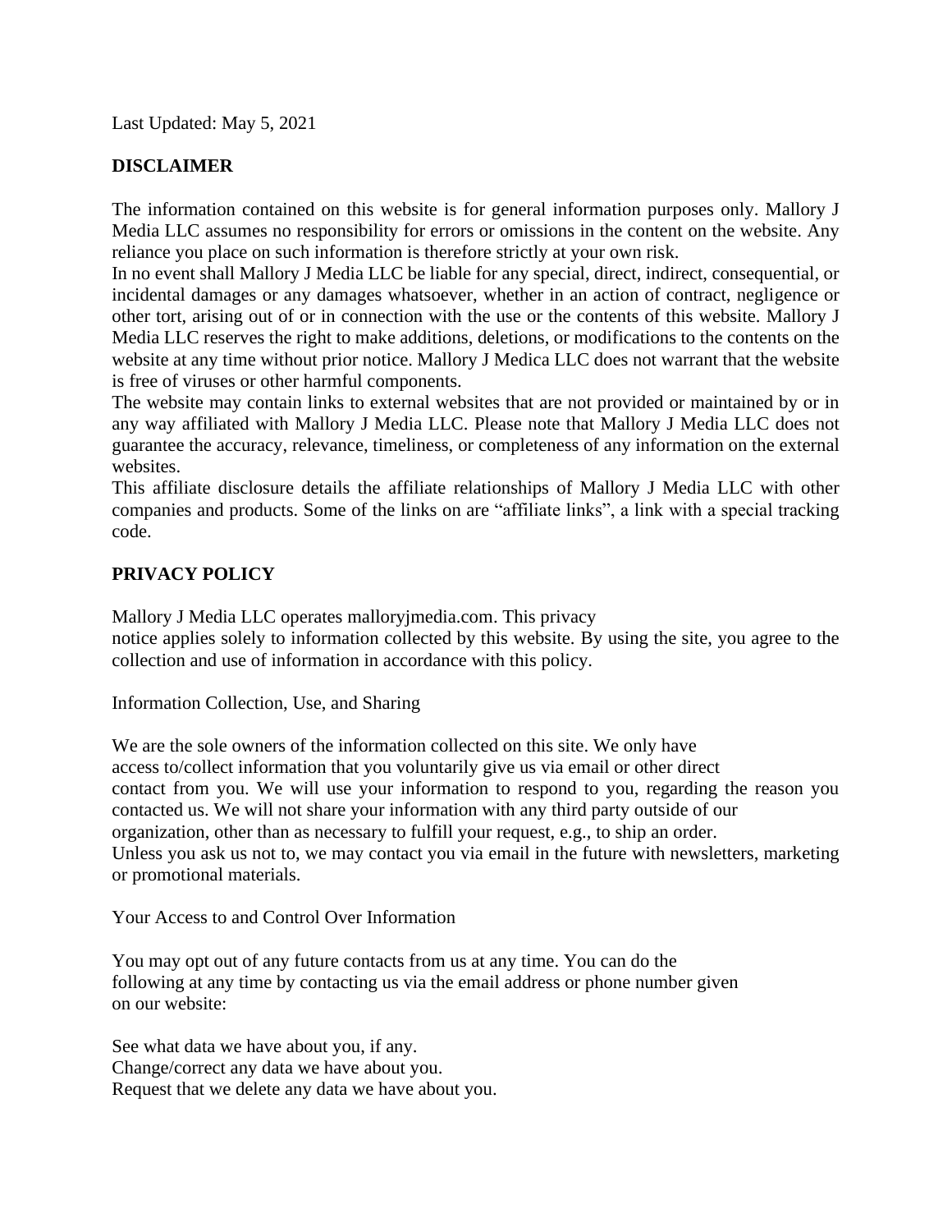Last Updated: May 5, 2021

## DISCLAIMER

The information contained on this website is for general information purposes only. Mallory J Media LLC assumes no responsibility for errors or omissions in the content on the website. Any reliance you place on such information is therefore strictly at your own risk.

In no event shall Mallory J Media LLC be liable for any special, direct, indirect, consequential, or incidental damages or any damages whatsoever, whether in an action of contract, negligence or other tort, arising out of or in connection with the use or the contents of this website. Mallory J Media LLC reserves the right to make additions, deletions, or modifications to the contents on the website at any time without prior notice. Mallory J Medica LLC does not warrant that the website is free of viruses or other harmful components.

The website may contain links to external websites that are not provided or maintained by or in any way affiliated with Mallory J Media LLC. Please note that Mallory J Media LLC does not guarantee the accuracy, relevance, timeliness, or completeness of any information on the external websites.

This affiliate disclosure details the affiliate relationships of Mallory J Media LLC with other companies and products. Some of the links on are "affiliate links", a link with a special tracking code.

## PRIVACY POLICY

Mallory J Media LLC operates malloryjmedia.com. This privacy notice applies solely to information collected by this website. By using the site, you agree to the collection and use of information in accordance with this policy.

Information Collection, Use, and Sharing

We are the sole owners of the information collected on this site. We only have access to/collect information that you voluntarily give us via email or other direct contact from you. We will use your information to respond to you, regarding the reason you contacted us. We will not share your information with any third party outside of our organization, other than as necessary to fulfill your request, e.g., to ship an order.

Unless you ask us not to, we may contact you via email in the future with newsletters, marketing or promotional materials.

Your Access to and Control Over Information

You may opt out of any future contacts from us at any time. You can do the following at any time by contacting us via the email address or phone number given on our website:

See what data we have about you, if any.
Change/correct any data we have about you.
Request that we delete any data we have about you.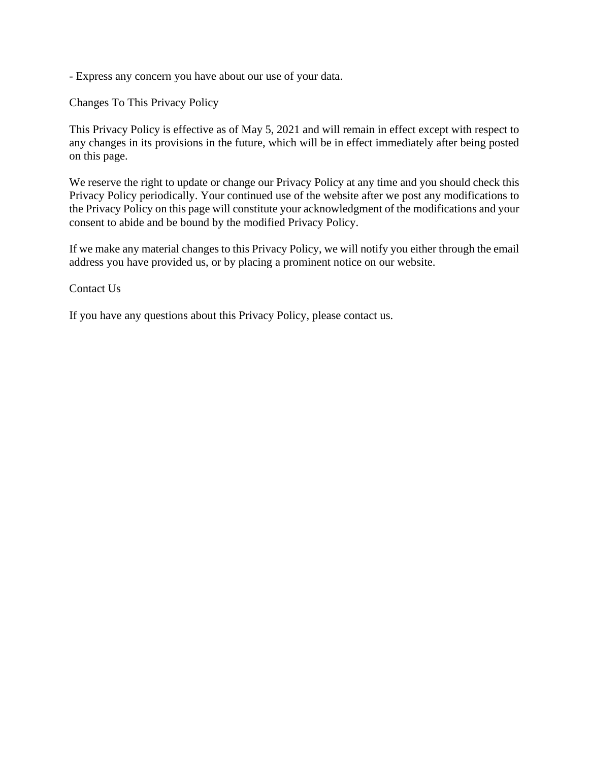- Express any concern you have about our use of your data.

## Changes To This Privacy Policy

This Privacy Policy is effective as of May 5, 2021 and will remain in effect except with respect to any changes in its provisions in the future, which will be in effect immediately after being posted on this page.

We reserve the right to update or change our Privacy Policy at any time and you should check this Privacy Policy periodically. Your continued use of the website after we post any modifications to the Privacy Policy on this page will constitute your acknowledgment of the modifications and your consent to abide and be bound by the modified Privacy Policy.

If we make any material changes to this Privacy Policy, we will notify you either through the email address you have provided us, or by placing a prominent notice on our website.

## Contact Us

If you have any questions about this Privacy Policy, please contact us.